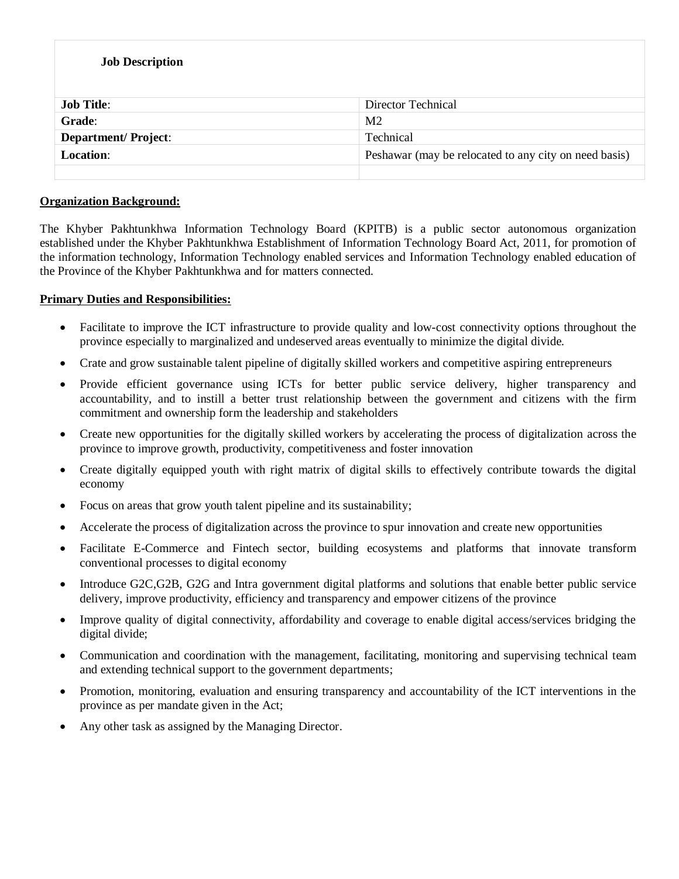**Job Description**

| | |
|---|---|
| **Job Title**: | Director Technical |
| **Grade**: | M2 |
| **Department/ Project**: | Technical |
| **Location**: | Peshawar (may be relocated to any city on need basis) |
| | |

**Organization Background:**

The Khyber Pakhtunkhwa Information Technology Board (KPITB) is a public sector autonomous organization established under the Khyber Pakhtunkhwa Establishment of Information Technology Board Act, 2011, for promotion of the information technology, Information Technology enabled services and Information Technology enabled education of the Province of the Khyber Pakhtunkhwa and for matters connected.

**Primary Duties and Responsibilities:**

- Facilitate to improve the ICT infrastructure to provide quality and low-cost connectivity options throughout the province especially to marginalized and undeserved areas eventually to minimize the digital divide.
- Crate and grow sustainable talent pipeline of digitally skilled workers and competitive aspiring entrepreneurs
- Provide efficient governance using ICTs for better public service delivery, higher transparency and accountability, and to instill a better trust relationship between the government and citizens with the firm commitment and ownership form the leadership and stakeholders
- Create new opportunities for the digitally skilled workers by accelerating the process of digitalization across the province to improve growth, productivity, competitiveness and foster innovation
- Create digitally equipped youth with right matrix of digital skills to effectively contribute towards the digital economy
- Focus on areas that grow youth talent pipeline and its sustainability;
- Accelerate the process of digitalization across the province to spur innovation and create new opportunities
- Facilitate E-Commerce and Fintech sector, building ecosystems and platforms that innovate transform conventional processes to digital economy
- Introduce G2C,G2B, G2G and Intra government digital platforms and solutions that enable better public service delivery, improve productivity, efficiency and transparency and empower citizens of the province
- Improve quality of digital connectivity, affordability and coverage to enable digital access/services bridging the digital divide;
- Communication and coordination with the management, facilitating, monitoring and supervising technical team and extending technical support to the government departments;
- Promotion, monitoring, evaluation and ensuring transparency and accountability of the ICT interventions in the province as per mandate given in the Act;
- Any other task as assigned by the Managing Director.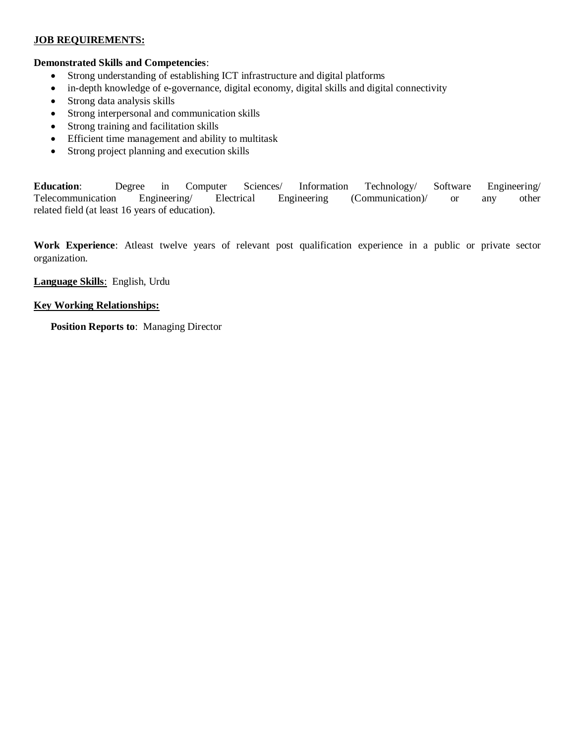**<u>JOB REQUIREMENTS:</u>**

**Demonstrated Skills and Competencies**:

- Strong understanding of establishing ICT infrastructure and digital platforms
- in-depth knowledge of e-governance, digital economy, digital skills and digital connectivity
- Strong data analysis skills
- Strong interpersonal and communication skills
- Strong training and facilitation skills
- Efficient time management and ability to multitask
- Strong project planning and execution skills

**Education**: Degree in Computer Sciences/ Information Technology/ Software Engineering/ Telecommunication Engineering/ Electrical Engineering (Communication)/ or any other related field (at least 16 years of education).

**Work Experience**: Atleast twelve years of relevant post qualification experience in a public or private sector organization.

**<u>Language Skills</u>**: English, Urdu

**<u>Key Working Relationships:</u>**

**Position Reports to**: Managing Director